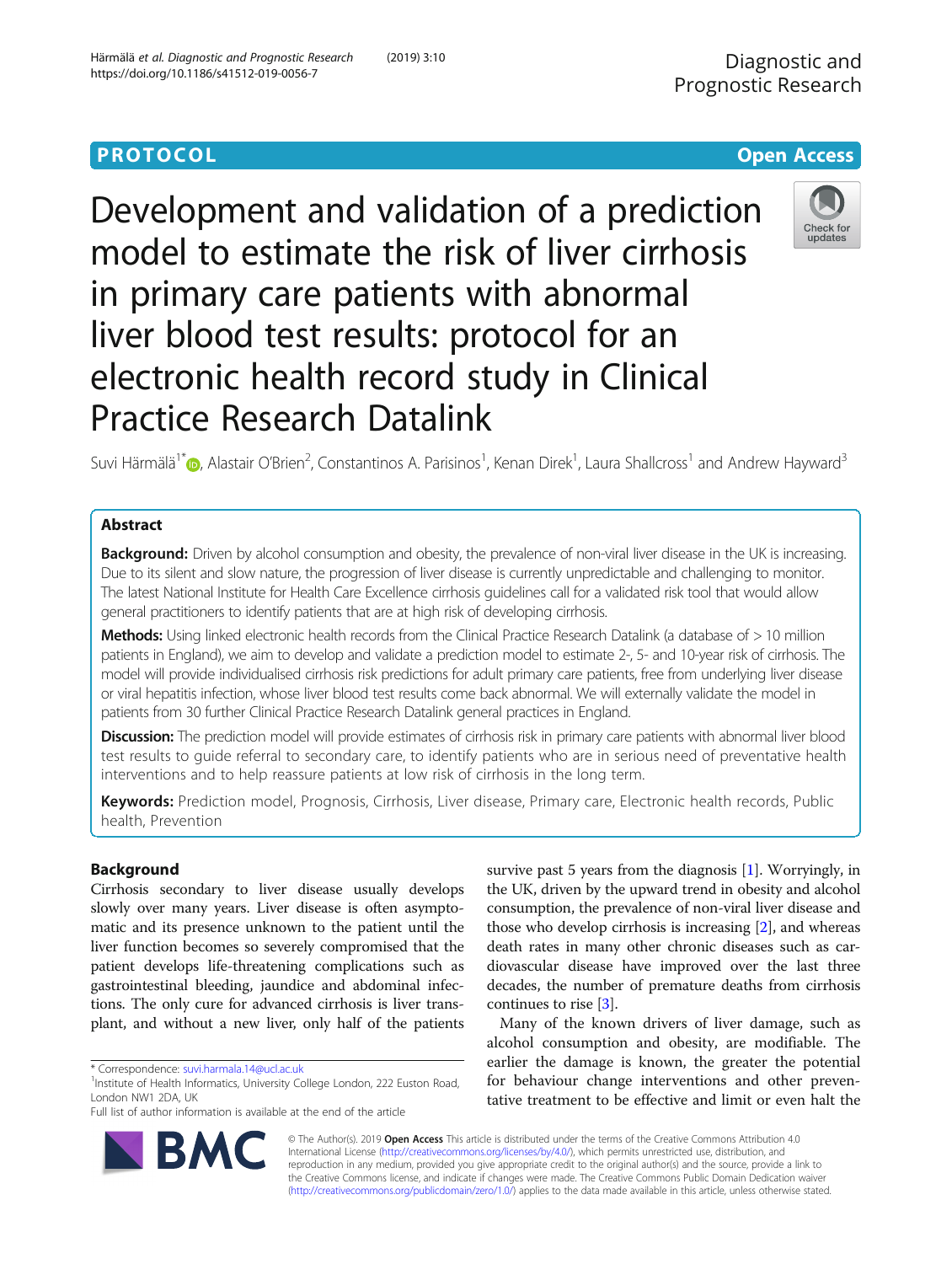PROTOCOL

Open Access

# Development and validation of a prediction model to estimate the risk of liver cirrhosis in primary care patients with abnormal liver blood test results: protocol for an electronic health record study in Clinical Practice Research Datalink

Suvi Härmälä[1*], Alastair O'Brien[2], Constantinos A. Parisinos[1], Kenan Direk[1], Laura Shallcross[1] and Andrew Hayward[3]

## Abstract

**Background:** Driven by alcohol consumption and obesity, the prevalence of non-viral liver disease in the UK is increasing. Due to its silent and slow nature, the progression of liver disease is currently unpredictable and challenging to monitor. The latest National Institute for Health Care Excellence cirrhosis guidelines call for a validated risk tool that would allow general practitioners to identify patients that are at high risk of developing cirrhosis.

**Methods:** Using linked electronic health records from the Clinical Practice Research Datalink (a database of > 10 million patients in England), we aim to develop and validate a prediction model to estimate 2-, 5- and 10-year risk of cirrhosis. The model will provide individualised cirrhosis risk predictions for adult primary care patients, free from underlying liver disease or viral hepatitis infection, whose liver blood test results come back abnormal. We will externally validate the model in patients from 30 further Clinical Practice Research Datalink general practices in England.

**Discussion:** The prediction model will provide estimates of cirrhosis risk in primary care patients with abnormal liver blood test results to guide referral to secondary care, to identify patients who are in serious need of preventative health interventions and to help reassure patients at low risk of cirrhosis in the long term.

**Keywords:** Prediction model, Prognosis, Cirrhosis, Liver disease, Primary care, Electronic health records, Public health, Prevention

## Background

Cirrhosis secondary to liver disease usually develops slowly over many years. Liver disease is often asymptomatic and its presence unknown to the patient until the liver function becomes so severely compromised that the patient develops life-threatening complications such as gastrointestinal bleeding, jaundice and abdominal infections. The only cure for advanced cirrhosis is liver transplant, and without a new liver, only half of the patients survive past 5 years from the diagnosis [1]. Worryingly, in the UK, driven by the upward trend in obesity and alcohol consumption, the prevalence of non-viral liver disease and those who develop cirrhosis is increasing [2], and whereas death rates in many other chronic diseases such as cardiovascular disease have improved over the last three decades, the number of premature deaths from cirrhosis continues to rise [3].

Many of the known drivers of liver damage, such as alcohol consumption and obesity, are modifiable. The earlier the damage is known, the greater the potential for behaviour change interventions and other preventative treatment to be effective and limit or even halt the

* Correspondence: suvi.harmala.14@ucl.ac.uk
[1]Institute of Health Informatics, University College London, 222 Euston Road, London NW1 2DA, UK
Full list of author information is available at the end of the article

© The Author(s). 2019 **Open Access** This article is distributed under the terms of the Creative Commons Attribution 4.0 International License (http://creativecommons.org/licenses/by/4.0/), which permits unrestricted use, distribution, and reproduction in any medium, provided you give appropriate credit to the original author(s) and the source, provide a link to the Creative Commons license, and indicate if changes were made. The Creative Commons Public Domain Dedication waiver (http://creativecommons.org/publicdomain/zero/1.0/) applies to the data made available in this article, unless otherwise stated.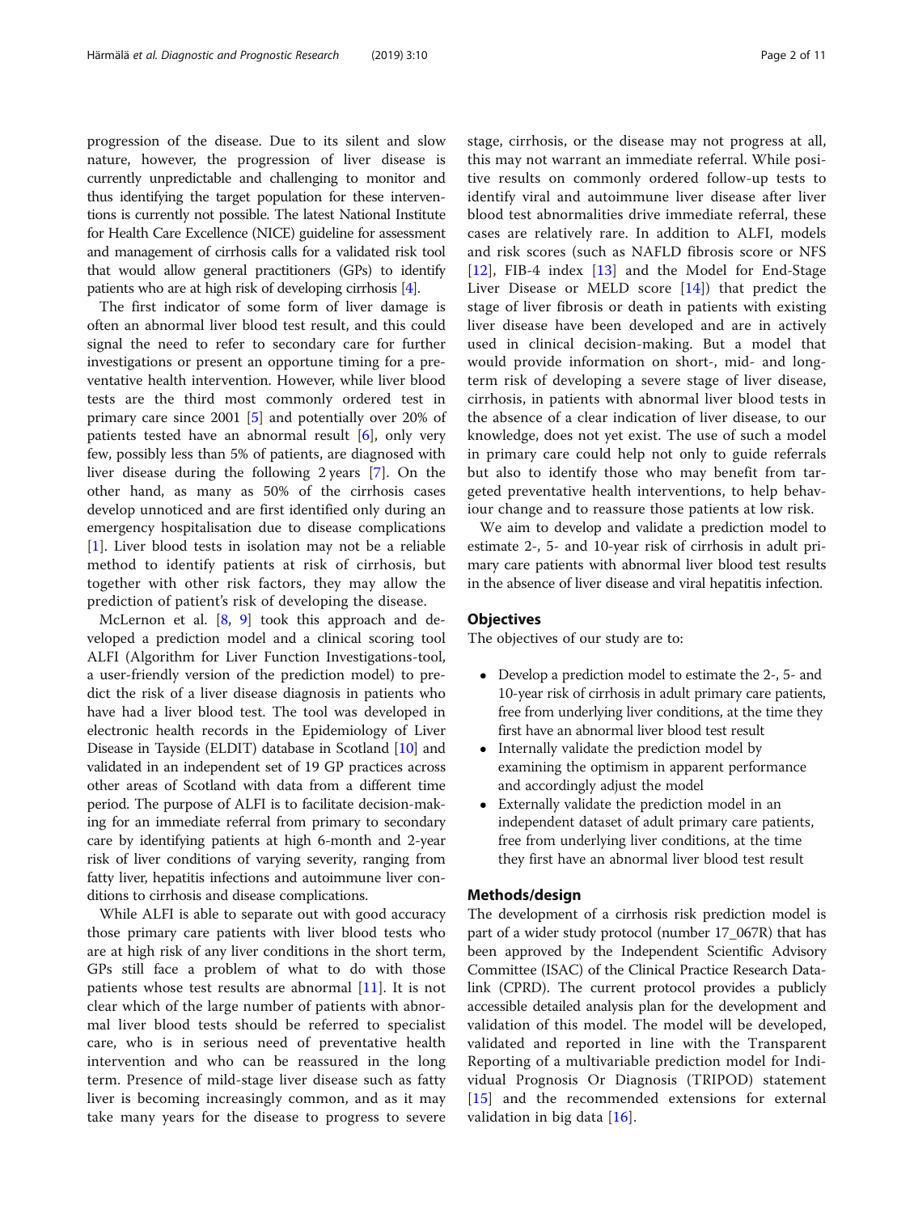progression of the disease. Due to its silent and slow nature, however, the progression of liver disease is currently unpredictable and challenging to monitor and thus identifying the target population for these interventions is currently not possible. The latest National Institute for Health Care Excellence (NICE) guideline for assessment and management of cirrhosis calls for a validated risk tool that would allow general practitioners (GPs) to identify patients who are at high risk of developing cirrhosis [4].

The first indicator of some form of liver damage is often an abnormal liver blood test result, and this could signal the need to refer to secondary care for further investigations or present an opportune timing for a preventative health intervention. However, while liver blood tests are the third most commonly ordered test in primary care since 2001 [5] and potentially over 20% of patients tested have an abnormal result [6], only very few, possibly less than 5% of patients, are diagnosed with liver disease during the following 2 years [7]. On the other hand, as many as 50% of the cirrhosis cases develop unnoticed and are first identified only during an emergency hospitalisation due to disease complications [1]. Liver blood tests in isolation may not be a reliable method to identify patients at risk of cirrhosis, but together with other risk factors, they may allow the prediction of patient's risk of developing the disease.

McLernon et al. [8, 9] took this approach and developed a prediction model and a clinical scoring tool ALFI (Algorithm for Liver Function Investigations-tool, a user-friendly version of the prediction model) to predict the risk of a liver disease diagnosis in patients who have had a liver blood test. The tool was developed in electronic health records in the Epidemiology of Liver Disease in Tayside (ELDIT) database in Scotland [10] and validated in an independent set of 19 GP practices across other areas of Scotland with data from a different time period. The purpose of ALFI is to facilitate decision-making for an immediate referral from primary to secondary care by identifying patients at high 6-month and 2-year risk of liver conditions of varying severity, ranging from fatty liver, hepatitis infections and autoimmune liver conditions to cirrhosis and disease complications.

While ALFI is able to separate out with good accuracy those primary care patients with liver blood tests who are at high risk of any liver conditions in the short term, GPs still face a problem of what to do with those patients whose test results are abnormal [11]. It is not clear which of the large number of patients with abnormal liver blood tests should be referred to specialist care, who is in serious need of preventative health intervention and who can be reassured in the long term. Presence of mild-stage liver disease such as fatty liver is becoming increasingly common, and as it may take many years for the disease to progress to severe stage, cirrhosis, or the disease may not progress at all, this may not warrant an immediate referral. While positive results on commonly ordered follow-up tests to identify viral and autoimmune liver disease after liver blood test abnormalities drive immediate referral, these cases are relatively rare. In addition to ALFI, models and risk scores (such as NAFLD fibrosis score or NFS [12], FIB-4 index [13] and the Model for End-Stage Liver Disease or MELD score [14]) that predict the stage of liver fibrosis or death in patients with existing liver disease have been developed and are in actively used in clinical decision-making. But a model that would provide information on short-, mid- and long-term risk of developing a severe stage of liver disease, cirrhosis, in patients with abnormal liver blood tests in the absence of a clear indication of liver disease, to our knowledge, does not yet exist. The use of such a model in primary care could help not only to guide referrals but also to identify those who may benefit from targeted preventative health interventions, to help behaviour change and to reassure those patients at low risk.

We aim to develop and validate a prediction model to estimate 2-, 5- and 10-year risk of cirrhosis in adult primary care patients with abnormal liver blood test results in the absence of liver disease and viral hepatitis infection.

## Objectives

The objectives of our study are to:

- Develop a prediction model to estimate the 2-, 5- and 10-year risk of cirrhosis in adult primary care patients, free from underlying liver conditions, at the time they first have an abnormal liver blood test result
- Internally validate the prediction model by examining the optimism in apparent performance and accordingly adjust the model
- Externally validate the prediction model in an independent dataset of adult primary care patients, free from underlying liver conditions, at the time they first have an abnormal liver blood test result

## Methods/design

The development of a cirrhosis risk prediction model is part of a wider study protocol (number 17_067R) that has been approved by the Independent Scientific Advisory Committee (ISAC) of the Clinical Practice Research Datalink (CPRD). The current protocol provides a publicly accessible detailed analysis plan for the development and validation of this model. The model will be developed, validated and reported in line with the Transparent Reporting of a multivariable prediction model for Individual Prognosis Or Diagnosis (TRIPOD) statement [15] and the recommended extensions for external validation in big data [16].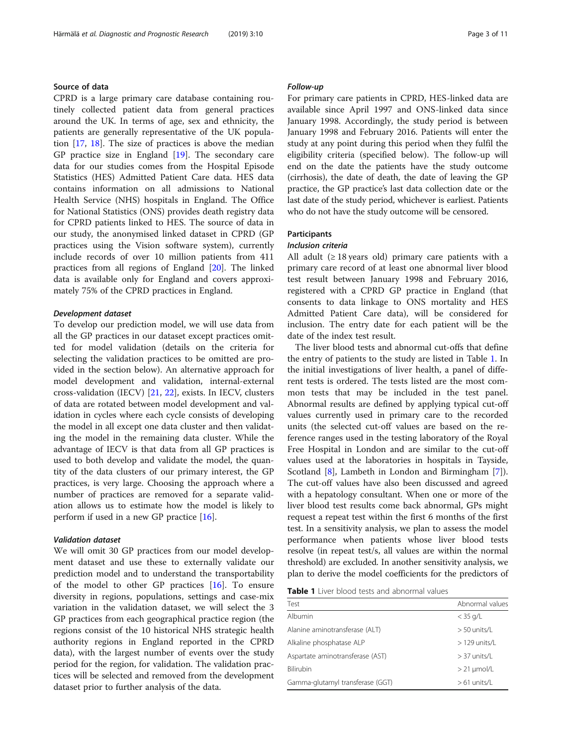## Source of data

CPRD is a large primary care database containing routinely collected patient data from general practices around the UK. In terms of age, sex and ethnicity, the patients are generally representative of the UK population [17, 18]. The size of practices is above the median GP practice size in England [19]. The secondary care data for our studies comes from the Hospital Episode Statistics (HES) Admitted Patient Care data. HES data contains information on all admissions to National Health Service (NHS) hospitals in England. The Office for National Statistics (ONS) provides death registry data for CPRD patients linked to HES. The source of data in our study, the anonymised linked dataset in CPRD (GP practices using the Vision software system), currently include records of over 10 million patients from 411 practices from all regions of England [20]. The linked data is available only for England and covers approximately 75% of the CPRD practices in England.

### *Development dataset*

To develop our prediction model, we will use data from all the GP practices in our dataset except practices omitted for model validation (details on the criteria for selecting the validation practices to be omitted are provided in the section below). An alternative approach for model development and validation, internal-external cross-validation (IECV) [21, 22], exists. In IECV, clusters of data are rotated between model development and validation in cycles where each cycle consists of developing the model in all except one data cluster and then validating the model in the remaining data cluster. While the advantage of IECV is that data from all GP practices is used to both develop and validate the model, the quantity of the data clusters of our primary interest, the GP practices, is very large. Choosing the approach where a number of practices are removed for a separate validation allows us to estimate how the model is likely to perform if used in a new GP practice [16].

### *Validation dataset*

We will omit 30 GP practices from our model development dataset and use these to externally validate our prediction model and to understand the transportability of the model to other GP practices [16]. To ensure diversity in regions, populations, settings and case-mix variation in the validation dataset, we will select the 3 GP practices from each geographical practice region (the regions consist of the 10 historical NHS strategic health authority regions in England reported in the CPRD data), with the largest number of events over the study period for the region, for validation. The validation practices will be selected and removed from the development dataset prior to further analysis of the data.

### *Follow-up*

For primary care patients in CPRD, HES-linked data are available since April 1997 and ONS-linked data since January 1998. Accordingly, the study period is between January 1998 and February 2016. Patients will enter the study at any point during this period when they fulfil the eligibility criteria (specified below). The follow-up will end on the date the patients have the study outcome (cirrhosis), the date of death, the date of leaving the GP practice, the GP practice's last data collection date or the last date of the study period, whichever is earliest. Patients who do not have the study outcome will be censored.

## Participants

### *Inclusion criteria*

All adult (≥ 18 years old) primary care patients with a primary care record of at least one abnormal liver blood test result between January 1998 and February 2016, registered with a CPRD GP practice in England (that consents to data linkage to ONS mortality and HES Admitted Patient Care data), will be considered for inclusion. The entry date for each patient will be the date of the index test result.

The liver blood tests and abnormal cut-offs that define the entry of patients to the study are listed in Table 1. In the initial investigations of liver health, a panel of different tests is ordered. The tests listed are the most common tests that may be included in the test panel. Abnormal results are defined by applying typical cut-off values currently used in primary care to the recorded units (the selected cut-off values are based on the reference ranges used in the testing laboratory of the Royal Free Hospital in London and are similar to the cut-off values used at the laboratories in hospitals in Tayside, Scotland [8], Lambeth in London and Birmingham [7]). The cut-off values have also been discussed and agreed with a hepatology consultant. When one or more of the liver blood test results come back abnormal, GPs might request a repeat test within the first 6 months of the first test. In a sensitivity analysis, we plan to assess the model performance when patients whose liver blood tests resolve (in repeat test/s, all values are within the normal threshold) are excluded. In another sensitivity analysis, we plan to derive the model coefficients for the predictors of

**Table 1** Liver blood tests and abnormal values

| Test | Abnormal values |
|---|---|
| Albumin | < 35 g/L |
| Alanine aminotransferase (ALT) | > 50 units/L |
| Alkaline phosphatase ALP | > 129 units/L |
| Aspartate aminotransferase (AST) | > 37 units/L |
| Bilirubin | > 21 μmol/L |
| Gamma-glutamyl transferase (GGT) | > 61 units/L |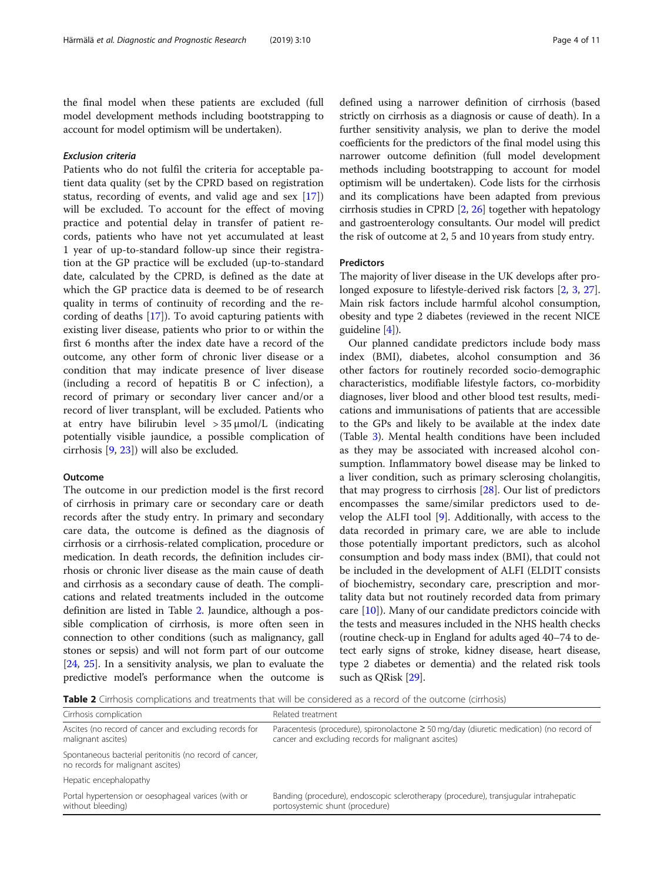the final model when these patients are excluded (full model development methods including bootstrapping to account for model optimism will be undertaken).

#### *Exclusion criteria*

Patients who do not fulfil the criteria for acceptable patient data quality (set by the CPRD based on registration status, recording of events, and valid age and sex [17]) will be excluded. To account for the effect of moving practice and potential delay in transfer of patient records, patients who have not yet accumulated at least 1 year of up-to-standard follow-up since their registration at the GP practice will be excluded (up-to-standard date, calculated by the CPRD, is defined as the date at which the GP practice data is deemed to be of research quality in terms of continuity of recording and the recording of deaths [17]). To avoid capturing patients with existing liver disease, patients who prior to or within the first 6 months after the index date have a record of the outcome, any other form of chronic liver disease or a condition that may indicate presence of liver disease (including a record of hepatitis B or C infection), a record of primary or secondary liver cancer and/or a record of liver transplant, will be excluded. Patients who at entry have bilirubin level > 35 μmol/L (indicating potentially visible jaundice, a possible complication of cirrhosis [9, 23]) will also be excluded.

### Outcome

The outcome in our prediction model is the first record of cirrhosis in primary care or secondary care or death records after the study entry. In primary and secondary care data, the outcome is defined as the diagnosis of cirrhosis or a cirrhosis-related complication, procedure or medication. In death records, the definition includes cirrhosis or chronic liver disease as the main cause of death and cirrhosis as a secondary cause of death. The complications and related treatments included in the outcome definition are listed in Table 2. Jaundice, although a possible complication of cirrhosis, is more often seen in connection to other conditions (such as malignancy, gall stones or sepsis) and will not form part of our outcome [24, 25]. In a sensitivity analysis, we plan to evaluate the predictive model's performance when the outcome is defined using a narrower definition of cirrhosis (based strictly on cirrhosis as a diagnosis or cause of death). In a further sensitivity analysis, we plan to derive the model coefficients for the predictors of the final model using this narrower outcome definition (full model development methods including bootstrapping to account for model optimism will be undertaken). Code lists for the cirrhosis and its complications have been adapted from previous cirrhosis studies in CPRD [2, 26] together with hepatology and gastroenterology consultants. Our model will predict the risk of outcome at 2, 5 and 10 years from study entry.

### Predictors

The majority of liver disease in the UK develops after prolonged exposure to lifestyle-derived risk factors [2, 3, 27]. Main risk factors include harmful alcohol consumption, obesity and type 2 diabetes (reviewed in the recent NICE guideline [4]).

Our planned candidate predictors include body mass index (BMI), diabetes, alcohol consumption and 36 other factors for routinely recorded socio-demographic characteristics, modifiable lifestyle factors, co-morbidity diagnoses, liver blood and other blood test results, medications and immunisations of patients that are accessible to the GPs and likely to be available at the index date (Table 3). Mental health conditions have been included as they may be associated with increased alcohol consumption. Inflammatory bowel disease may be linked to a liver condition, such as primary sclerosing cholangitis, that may progress to cirrhosis [28]. Our list of predictors encompasses the same/similar predictors used to develop the ALFI tool [9]. Additionally, with access to the data recorded in primary care, we are able to include those potentially important predictors, such as alcohol consumption and body mass index (BMI), that could not be included in the development of ALFI (ELDIT consists of biochemistry, secondary care, prescription and mortality data but not routinely recorded data from primary care [10]). Many of our candidate predictors coincide with the tests and measures included in the NHS health checks (routine check-up in England for adults aged 40–74 to detect early signs of stroke, kidney disease, heart disease, type 2 diabetes or dementia) and the related risk tools such as QRisk [29].

**Table 2** Cirrhosis complications and treatments that will be considered as a record of the outcome (cirrhosis)

| Cirrhosis complication | Related treatment |
|---|---|
| Ascites (no record of cancer and excluding records for malignant ascites) | Paracentesis (procedure), spironolactone ≥ 50 mg/day (diuretic medication) (no record of cancer and excluding records for malignant ascites) |
| Spontaneous bacterial peritonitis (no record of cancer, no records for malignant ascites) | |
| Hepatic encephalopathy | |
| Portal hypertension or oesophageal varices (with or without bleeding) | Banding (procedure), endoscopic sclerotherapy (procedure), transjugular intrahepatic portosystemic shunt (procedure) |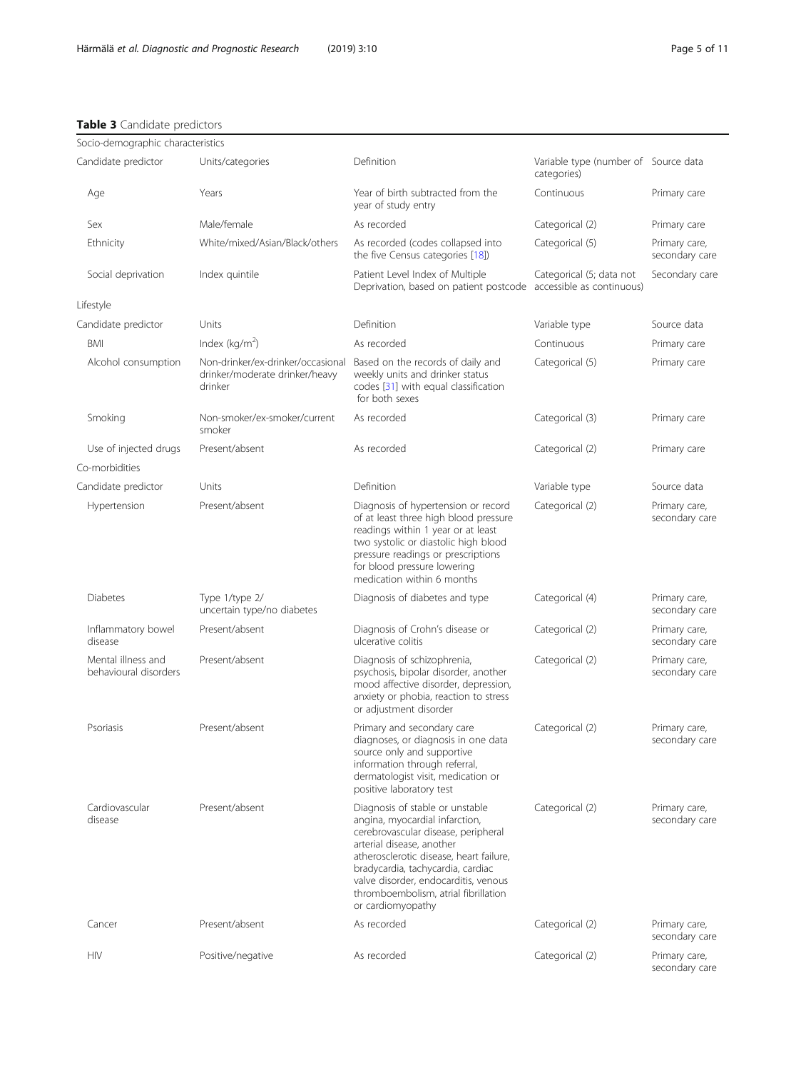**Table 3** Candidate predictors

| Socio-demographic characteristics | | | | |
|---|---|---|---|---|
| Candidate predictor | Units/categories | Definition | Variable type (number of categories) | Source data |
| Age | Years | Year of birth subtracted from the year of study entry | Continuous | Primary care |
| Sex | Male/female | As recorded | Categorical (2) | Primary care |
| Ethnicity | White/mixed/Asian/Black/others | As recorded (codes collapsed into the five Census categories [18]) | Categorical (5) | Primary care, secondary care |
| Social deprivation | Index quintile | Patient Level Index of Multiple Deprivation, based on patient postcode | Categorical (5; data not accessible as continuous) | Secondary care |
| **Lifestyle** | | | | |
| Candidate predictor | Units | Definition | Variable type | Source data |
| BMI | Index (kg/m$^2$) | As recorded | Continuous | Primary care |
| Alcohol consumption | Non-drinker/ex-drinker/occasional drinker/moderate drinker/heavy drinker | Based on the records of daily and weekly units and drinker status codes [31] with equal classification for both sexes | Categorical (5) | Primary care |
| Smoking | Non-smoker/ex-smoker/current smoker | As recorded | Categorical (3) | Primary care |
| Use of injected drugs | Present/absent | As recorded | Categorical (2) | Primary care |
| **Co-morbidities** | | | | |
| Candidate predictor | Units | Definition | Variable type | Source data |
| Hypertension | Present/absent | Diagnosis of hypertension or record of at least three high blood pressure readings within 1 year or at least two systolic or diastolic high blood pressure readings or prescriptions for blood pressure lowering medication within 6 months | Categorical (2) | Primary care, secondary care |
| Diabetes | Type 1/type 2/ uncertain type/no diabetes | Diagnosis of diabetes and type | Categorical (4) | Primary care, secondary care |
| Inflammatory bowel disease | Present/absent | Diagnosis of Crohn's disease or ulcerative colitis | Categorical (2) | Primary care, secondary care |
| Mental illness and behavioural disorders | Present/absent | Diagnosis of schizophrenia, psychosis, bipolar disorder, another mood affective disorder, depression, anxiety or phobia, reaction to stress or adjustment disorder | Categorical (2) | Primary care, secondary care |
| Psoriasis | Present/absent | Primary and secondary care diagnoses, or diagnosis in one data source only and supportive information through referral, dermatologist visit, medication or positive laboratory test | Categorical (2) | Primary care, secondary care |
| Cardiovascular disease | Present/absent | Diagnosis of stable or unstable angina, myocardial infarction, cerebrovascular disease, peripheral arterial disease, another atherosclerotic disease, heart failure, bradycardia, tachycardia, cardiac valve disorder, endocarditis, venous thromboembolism, atrial fibrillation or cardiomyopathy | Categorical (2) | Primary care, secondary care |
| Cancer | Present/absent | As recorded | Categorical (2) | Primary care, secondary care |
| HIV | Positive/negative | As recorded | Categorical (2) | Primary care, secondary care |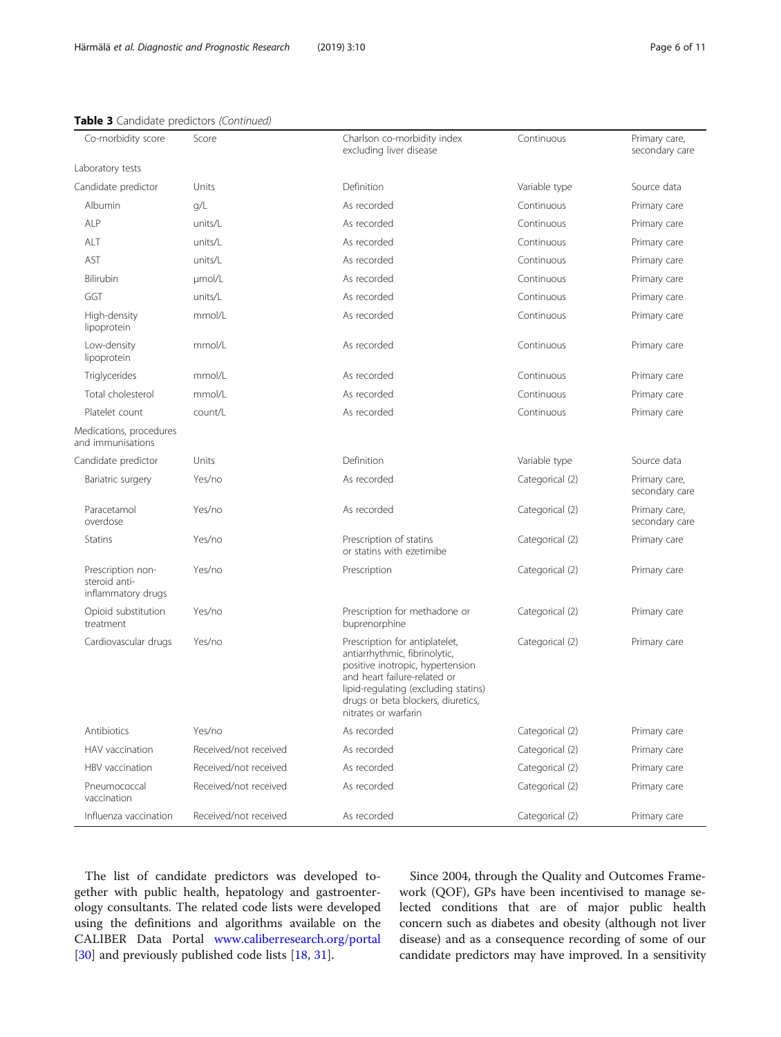**Table 3** Candidate predictors *(Continued)*

| Candidate predictor | Units | Definition | Variable type | Source data |
| --- | --- | --- | --- | --- |
| Co-morbidity score | Score | Charlson co-morbidity index excluding liver disease | Continuous | Primary care, secondary care |
| Laboratory tests | | | | |
| Candidate predictor | Units | Definition | Variable type | Source data |
| Albumin | g/L | As recorded | Continuous | Primary care |
| ALP | units/L | As recorded | Continuous | Primary care |
| ALT | units/L | As recorded | Continuous | Primary care |
| AST | units/L | As recorded | Continuous | Primary care |
| Bilirubin | μmol/L | As recorded | Continuous | Primary care |
| GGT | units/L | As recorded | Continuous | Primary care |
| High-density lipoprotein | mmol/L | As recorded | Continuous | Primary care |
| Low-density lipoprotein | mmol/L | As recorded | Continuous | Primary care |
| Triglycerides | mmol/L | As recorded | Continuous | Primary care |
| Total cholesterol | mmol/L | As recorded | Continuous | Primary care |
| Platelet count | count/L | As recorded | Continuous | Primary care |
| Medications, procedures and immunisations | | | | |
| Candidate predictor | Units | Definition | Variable type | Source data |
| Bariatric surgery | Yes/no | As recorded | Categorical (2) | Primary care, secondary care |
| Paracetamol overdose | Yes/no | As recorded | Categorical (2) | Primary care, secondary care |
| Statins | Yes/no | Prescription of statins or statins with ezetimibe | Categorical (2) | Primary care |
| Prescription non-steroid anti-inflammatory drugs | Yes/no | Prescription | Categorical (2) | Primary care |
| Opioid substitution treatment | Yes/no | Prescription for methadone or buprenorphine | Categorical (2) | Primary care |
| Cardiovascular drugs | Yes/no | Prescription for antiplatelet, antiarrhythmic, fibrinolytic, positive inotropic, hypertension and heart failure-related or lipid-regulating (excluding statins) drugs or beta blockers, diuretics, nitrates or warfarin | Categorical (2) | Primary care |
| Antibiotics | Yes/no | As recorded | Categorical (2) | Primary care |
| HAV vaccination | Received/not received | As recorded | Categorical (2) | Primary care |
| HBV vaccination | Received/not received | As recorded | Categorical (2) | Primary care |
| Pneumococcal vaccination | Received/not received | As recorded | Categorical (2) | Primary care |
| Influenza vaccination | Received/not received | As recorded | Categorical (2) | Primary care |

The list of candidate predictors was developed together with public health, hepatology and gastroenterology consultants. The related code lists were developed using the definitions and algorithms available on the CALIBER Data Portal www.caliberresearch.org/portal [30] and previously published code lists [18, 31].

Since 2004, through the Quality and Outcomes Framework (QOF), GPs have been incentivised to manage selected conditions that are of major public health concern such as diabetes and obesity (although not liver disease) and as a consequence recording of some of our candidate predictors may have improved. In a sensitivity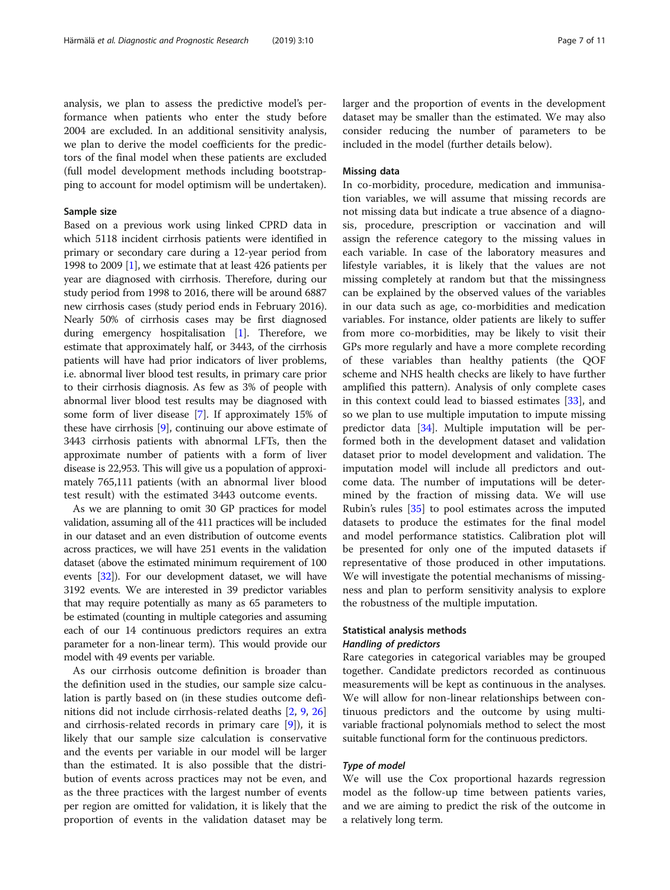analysis, we plan to assess the predictive model's performance when patients who enter the study before 2004 are excluded. In an additional sensitivity analysis, we plan to derive the model coefficients for the predictors of the final model when these patients are excluded (full model development methods including bootstrapping to account for model optimism will be undertaken).

### Sample size

Based on a previous work using linked CPRD data in which 5118 incident cirrhosis patients were identified in primary or secondary care during a 12-year period from 1998 to 2009 [1], we estimate that at least 426 patients per year are diagnosed with cirrhosis. Therefore, during our study period from 1998 to 2016, there will be around 6887 new cirrhosis cases (study period ends in February 2016). Nearly 50% of cirrhosis cases may be first diagnosed during emergency hospitalisation [1]. Therefore, we estimate that approximately half, or 3443, of the cirrhosis patients will have had prior indicators of liver problems, i.e. abnormal liver blood test results, in primary care prior to their cirrhosis diagnosis. As few as 3% of people with abnormal liver blood test results may be diagnosed with some form of liver disease [7]. If approximately 15% of these have cirrhosis [9], continuing our above estimate of 3443 cirrhosis patients with abnormal LFTs, then the approximate number of patients with a form of liver disease is 22,953. This will give us a population of approximately 765,111 patients (with an abnormal liver blood test result) with the estimated 3443 outcome events.

As we are planning to omit 30 GP practices for model validation, assuming all of the 411 practices will be included in our dataset and an even distribution of outcome events across practices, we will have 251 events in the validation dataset (above the estimated minimum requirement of 100 events [32]). For our development dataset, we will have 3192 events. We are interested in 39 predictor variables that may require potentially as many as 65 parameters to be estimated (counting in multiple categories and assuming each of our 14 continuous predictors requires an extra parameter for a non-linear term). This would provide our model with 49 events per variable.

As our cirrhosis outcome definition is broader than the definition used in the studies, our sample size calculation is partly based on (in these studies outcome definitions did not include cirrhosis-related deaths [2, 9, 26] and cirrhosis-related records in primary care [9]), it is likely that our sample size calculation is conservative and the events per variable in our model will be larger than the estimated. It is also possible that the distribution of events across practices may not be even, and as the three practices with the largest number of events per region are omitted for validation, it is likely that the proportion of events in the validation dataset may be larger and the proportion of events in the development dataset may be smaller than the estimated. We may also consider reducing the number of parameters to be included in the model (further details below).

### Missing data

In co-morbidity, procedure, medication and immunisation variables, we will assume that missing records are not missing data but indicate a true absence of a diagnosis, procedure, prescription or vaccination and will assign the reference category to the missing values in each variable. In case of the laboratory measures and lifestyle variables, it is likely that the values are not missing completely at random but that the missingness can be explained by the observed values of the variables in our data such as age, co-morbidities and medication variables. For instance, older patients are likely to suffer from more co-morbidities, may be likely to visit their GPs more regularly and have a more complete recording of these variables than healthy patients (the QOF scheme and NHS health checks are likely to have further amplified this pattern). Analysis of only complete cases in this context could lead to biassed estimates [33], and so we plan to use multiple imputation to impute missing predictor data [34]. Multiple imputation will be performed both in the development dataset and validation dataset prior to model development and validation. The imputation model will include all predictors and outcome data. The number of imputations will be determined by the fraction of missing data. We will use Rubin's rules [35] to pool estimates across the imputed datasets to produce the estimates for the final model and model performance statistics. Calibration plot will be presented for only one of the imputed datasets if representative of those produced in other imputations. We will investigate the potential mechanisms of missingness and plan to perform sensitivity analysis to explore the robustness of the multiple imputation.

### Statistical analysis methods

#### *Handling of predictors*

Rare categories in categorical variables may be grouped together. Candidate predictors recorded as continuous measurements will be kept as continuous in the analyses. We will allow for non-linear relationships between continuous predictors and the outcome by using multivariable fractional polynomials method to select the most suitable functional form for the continuous predictors.

#### *Type of model*

We will use the Cox proportional hazards regression model as the follow-up time between patients varies, and we are aiming to predict the risk of the outcome in a relatively long term.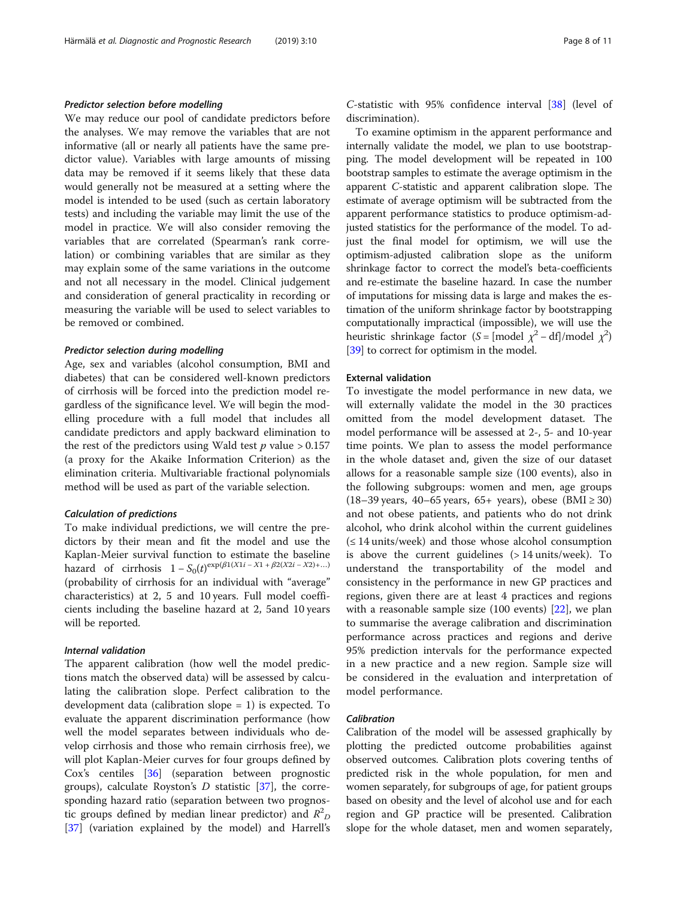#### *Predictor selection before modelling*

We may reduce our pool of candidate predictors before the analyses. We may remove the variables that are not informative (all or nearly all patients have the same predictor value). Variables with large amounts of missing data may be removed if it seems likely that these data would generally not be measured at a setting where the model is intended to be used (such as certain laboratory tests) and including the variable may limit the use of the model in practice. We will also consider removing the variables that are correlated (Spearman's rank correlation) or combining variables that are similar as they may explain some of the same variations in the outcome and not all necessary in the model. Clinical judgement and consideration of general practicality in recording or measuring the variable will be used to select variables to be removed or combined.

#### *Predictor selection during modelling*

Age, sex and variables (alcohol consumption, BMI and diabetes) that can be considered well-known predictors of cirrhosis will be forced into the prediction model regardless of the significance level. We will begin the modelling procedure with a full model that includes all candidate predictors and apply backward elimination to the rest of the predictors using Wald test $p$ value $> 0.157$ (a proxy for the Akaike Information Criterion) as the elimination criteria. Multivariable fractional polynomials method will be used as part of the variable selection.

#### *Calculation of predictions*

To make individual predictions, we will centre the predictors by their mean and fit the model and use the Kaplan-Meier survival function to estimate the baseline hazard of cirrhosis $1 - S_0(t)^{\exp(\beta 1(X1i - X1 + \beta 2(X2i - X2) + \ldots)}$ (probability of cirrhosis for an individual with "average" characteristics) at 2, 5 and 10 years. Full model coefficients including the baseline hazard at 2, 5and 10 years will be reported.

#### *Internal validation*

The apparent calibration (how well the model predictions match the observed data) will be assessed by calculating the calibration slope. Perfect calibration to the development data (calibration slope = 1) is expected. To evaluate the apparent discrimination performance (how well the model separates between individuals who develop cirrhosis and those who remain cirrhosis free), we will plot Kaplan-Meier curves for four groups defined by Cox's centiles [36] (separation between prognostic groups), calculate Royston's $D$ statistic [37], the corresponding hazard ratio (separation between two prognostic groups defined by median linear predictor) and $R^2_D$ [37] (variation explained by the model) and Harrell's $C$-statistic with 95% confidence interval [38] (level of discrimination).

To examine optimism in the apparent performance and internally validate the model, we plan to use bootstrapping. The model development will be repeated in 100 bootstrap samples to estimate the average optimism in the apparent $C$-statistic and apparent calibration slope. The estimate of average optimism will be subtracted from the apparent performance statistics to produce optimism-adjusted statistics for the performance of the model. To adjust the final model for optimism, we will use the optimism-adjusted calibration slope as the uniform shrinkage factor to correct the model's beta-coefficients and re-estimate the baseline hazard. In case the number of imputations for missing data is large and makes the estimation of the uniform shrinkage factor by bootstrapping computationally impractical (impossible), we will use the heuristic shrinkage factor ($S$ = [model $\chi^2$ − df]/model $\chi^2$) [39] to correct for optimism in the model.

### External validation

To investigate the model performance in new data, we will externally validate the model in the 30 practices omitted from the model development dataset. The model performance will be assessed at 2-, 5- and 10-year time points. We plan to assess the model performance in the whole dataset and, given the size of our dataset allows for a reasonable sample size (100 events), also in the following subgroups: women and men, age groups (18–39 years, 40–65 years, 65+ years), obese (BMI ≥ 30) and not obese patients, and patients who do not drink alcohol, who drink alcohol within the current guidelines (≤ 14 units/week) and those whose alcohol consumption is above the current guidelines (> 14 units/week). To understand the transportability of the model and consistency in the performance in new GP practices and regions, given there are at least 4 practices and regions with a reasonable sample size (100 events) [22], we plan to summarise the average calibration and discrimination performance across practices and regions and derive 95% prediction intervals for the performance expected in a new practice and a new region. Sample size will be considered in the evaluation and interpretation of model performance.

#### *Calibration*

Calibration of the model will be assessed graphically by plotting the predicted outcome probabilities against observed outcomes. Calibration plots covering tenths of predicted risk in the whole population, for men and women separately, for subgroups of age, for patient groups based on obesity and the level of alcohol use and for each region and GP practice will be presented. Calibration slope for the whole dataset, men and women separately,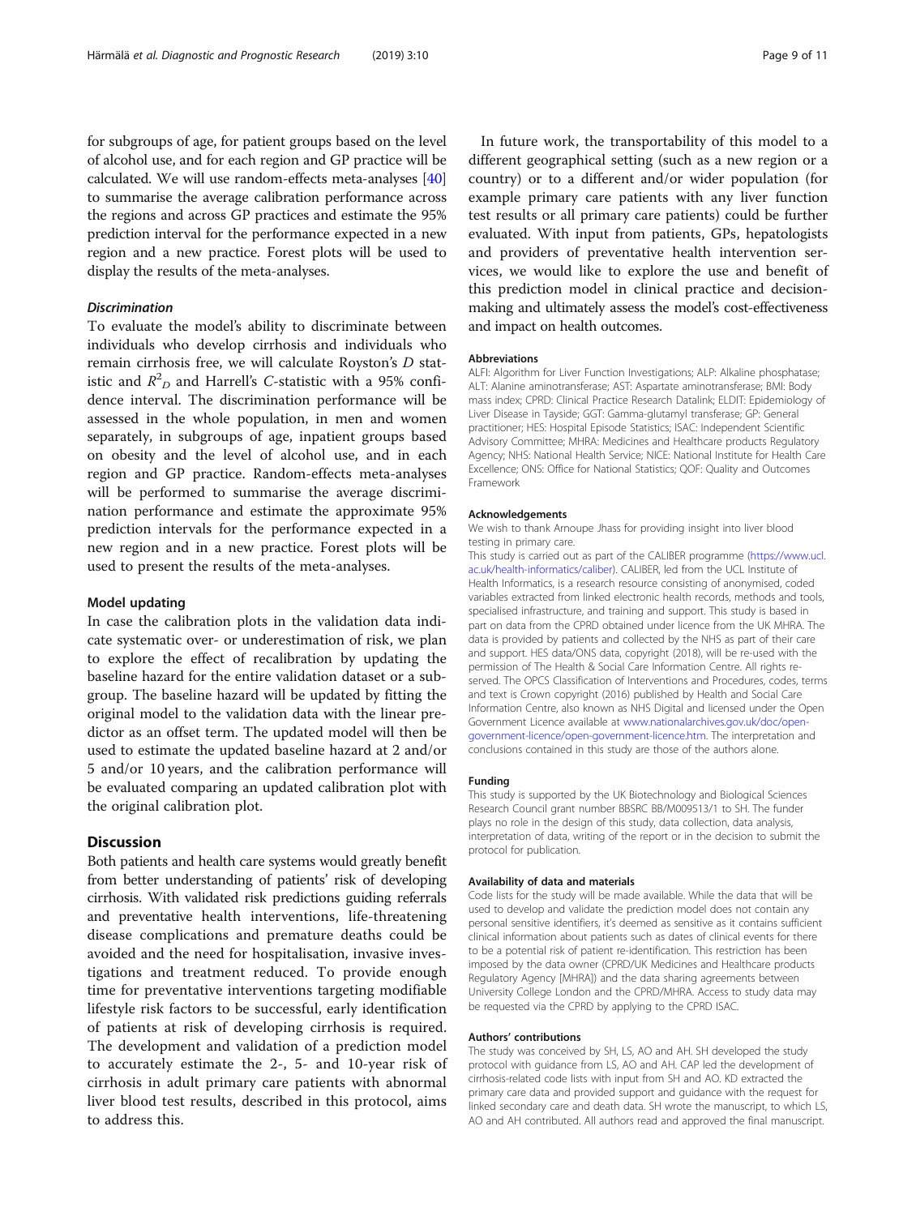for subgroups of age, for patient groups based on the level of alcohol use, and for each region and GP practice will be calculated. We will use random-effects meta-analyses [40] to summarise the average calibration performance across the regions and across GP practices and estimate the 95% prediction interval for the performance expected in a new region and a new practice. Forest plots will be used to display the results of the meta-analyses.

### *Discrimination*

To evaluate the model's ability to discriminate between individuals who develop cirrhosis and individuals who remain cirrhosis free, we will calculate Royston's $D$ statistic and $R^2_D$ and Harrell's $C$-statistic with a 95% confidence interval. The discrimination performance will be assessed in the whole population, in men and women separately, in subgroups of age, inpatient groups based on obesity and the level of alcohol use, and in each region and GP practice. Random-effects meta-analyses will be performed to summarise the average discrimination performance and estimate the approximate 95% prediction intervals for the performance expected in a new region and in a new practice. Forest plots will be used to present the results of the meta-analyses.

### Model updating

In case the calibration plots in the validation data indicate systematic over- or underestimation of risk, we plan to explore the effect of recalibration by updating the baseline hazard for the entire validation dataset or a subgroup. The baseline hazard will be updated by fitting the original model to the validation data with the linear predictor as an offset term. The updated model will then be used to estimate the updated baseline hazard at 2 and/or 5 and/or 10 years, and the calibration performance will be evaluated comparing an updated calibration plot with the original calibration plot.

## Discussion

Both patients and health care systems would greatly benefit from better understanding of patients' risk of developing cirrhosis. With validated risk predictions guiding referrals and preventative health interventions, life-threatening disease complications and premature deaths could be avoided and the need for hospitalisation, invasive investigations and treatment reduced. To provide enough time for preventative interventions targeting modifiable lifestyle risk factors to be successful, early identification of patients at risk of developing cirrhosis is required. The development and validation of a prediction model to accurately estimate the 2-, 5- and 10-year risk of cirrhosis in adult primary care patients with abnormal liver blood test results, described in this protocol, aims to address this.

In future work, the transportability of this model to a different geographical setting (such as a new region or a country) or to a different and/or wider population (for example primary care patients with any liver function test results or all primary care patients) could be further evaluated. With input from patients, GPs, hepatologists and providers of preventative health intervention services, we would like to explore the use and benefit of this prediction model in clinical practice and decision-making and ultimately assess the model's cost-effectiveness and impact on health outcomes.

#### Abbreviations

ALFI: Algorithm for Liver Function Investigations; ALP: Alkaline phosphatase; ALT: Alanine aminotransferase; AST: Aspartate aminotransferase; BMI: Body mass index; CPRD: Clinical Practice Research Datalink; ELDIT: Epidemiology of Liver Disease in Tayside; GGT: Gamma-glutamyl transferase; GP: General practitioner; HES: Hospital Episode Statistics; ISAC: Independent Scientific Advisory Committee; MHRA: Medicines and Healthcare products Regulatory Agency; NHS: National Health Service; NICE: National Institute for Health Care Excellence; ONS: Office for National Statistics; QOF: Quality and Outcomes Framework

#### Acknowledgements

We wish to thank Arnoupe Jhass for providing insight into liver blood testing in primary care.

This study is carried out as part of the CALIBER programme (https://www.ucl.ac.uk/health-informatics/caliber). CALIBER, led from the UCL Institute of Health Informatics, is a research resource consisting of anonymised, coded variables extracted from linked electronic health records, methods and tools, specialised infrastructure, and training and support. This study is based in part on data from the CPRD obtained under licence from the UK MHRA. The data is provided by patients and collected by the NHS as part of their care and support. HES data/ONS data, copyright (2018), will be re-used with the permission of The Health & Social Care Information Centre. All rights reserved. The OPCS Classification of Interventions and Procedures, codes, terms and text is Crown copyright (2016) published by Health and Social Care Information Centre, also known as NHS Digital and licensed under the Open Government Licence available at www.nationalarchives.gov.uk/doc/open-government-licence/open-government-licence.htm. The interpretation and conclusions contained in this study are those of the authors alone.

#### Funding

This study is supported by the UK Biotechnology and Biological Sciences Research Council grant number BBSRC BB/M009513/1 to SH. The funder plays no role in the design of this study, data collection, data analysis, interpretation of data, writing of the report or in the decision to submit the protocol for publication.

#### Availability of data and materials

Code lists for the study will be made available. While the data that will be used to develop and validate the prediction model does not contain any personal sensitive identifiers, it's deemed as sensitive as it contains sufficient clinical information about patients such as dates of clinical events for there to be a potential risk of patient re-identification. This restriction has been imposed by the data owner (CPRD/UK Medicines and Healthcare products Regulatory Agency [MHRA]) and the data sharing agreements between University College London and the CPRD/MHRA. Access to study data may be requested via the CPRD by applying to the CPRD ISAC.

#### Authors' contributions

The study was conceived by SH, LS, AO and AH. SH developed the study protocol with guidance from LS, AO and AH. CAP led the development of cirrhosis-related code lists with input from SH and AO. KD extracted the primary care data and provided support and guidance with the request for linked secondary care and death data. SH wrote the manuscript, to which LS, AO and AH contributed. All authors read and approved the final manuscript.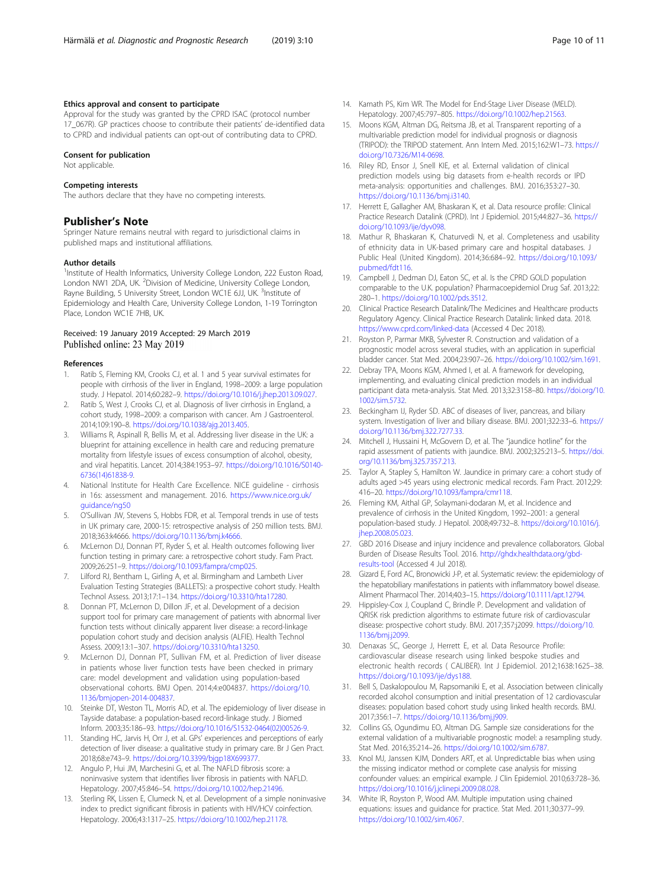### Ethics approval and consent to participate

Approval for the study was granted by the CPRD ISAC (protocol number 17_067R). GP practices choose to contribute their patients' de-identified data to CPRD and individual patients can opt-out of contributing data to CPRD.

### Consent for publication

Not applicable.

### Competing interests

The authors declare that they have no competing interests.

## Publisher's Note

Springer Nature remains neutral with regard to jurisdictional claims in published maps and institutional affiliations.

### Author details

[1]Institute of Health Informatics, University College London, 222 Euston Road, London NW1 2DA, UK. [2]Division of Medicine, University College London, Rayne Building, 5 University Street, London WC1E 6JJ, UK. [3]Institute of Epidemiology and Health Care, University College London, 1-19 Torrington Place, London WC1E 7HB, UK.

Received: 19 January 2019 Accepted: 29 March 2019
Published online: 23 May 2019

### References

1. Ratib S, Fleming KM, Crooks CJ, et al. 1 and 5 year survival estimates for people with cirrhosis of the liver in England, 1998–2009: a large population study. J Hepatol. 2014;60:282–9. https://doi.org/10.1016/j.jhep.2013.09.027.
2. Ratib S, West J, Crooks CJ, et al. Diagnosis of liver cirrhosis in England, a cohort study, 1998–2009: a comparison with cancer. Am J Gastroenterol. 2014;109:190–8. https://doi.org/10.1038/ajg.2013.405.
3. Williams R, Aspinall R, Bellis M, et al. Addressing liver disease in the UK: a blueprint for attaining excellence in health care and reducing premature mortality from lifestyle issues of excess consumption of alcohol, obesity, and viral hepatitis. Lancet. 2014;384:1953–97. https://doi.org/10.1016/S0140-6736(14)61838-9.
4. National Institute for Health Care Excellence. NICE guideline - cirrhosis in 16s: assessment and management. 2016. https://www.nice.org.uk/guidance/ng50
5. O'Sullivan JW, Stevens S, Hobbs FDR, et al. Temporal trends in use of tests in UK primary care, 2000-15: retrospective analysis of 250 million tests. BMJ. 2018;363:k4666. https://doi.org/10.1136/bmj.k4666.
6. McLernon DJ, Donnan PT, Ryder S, et al. Health outcomes following liver function testing in primary care: a retrospective cohort study. Fam Pract. 2009;26:251–9. https://doi.org/10.1093/fampra/cmp025.
7. Lilford RJ, Bentham L, Girling A, et al. Birmingham and Lambeth Liver Evaluation Testing Strategies (BALLETS): a prospective cohort study. Health Technol Assess. 2013;17:1–134. https://doi.org/10.3310/hta17280.
8. Donnan PT, McLernon D, Dillon JF, et al. Development of a decision support tool for primary care management of patients with abnormal liver function tests without clinically apparent liver disease: a record-linkage population cohort study and decision analysis (ALFIE). Health Technol Assess. 2009;13:1–307. https://doi.org/10.3310/hta13250.
9. McLernon DJ, Donnan PT, Sullivan FM, et al. Prediction of liver disease in patients whose liver function tests have been checked in primary care: model development and validation using population-based observational cohorts. BMJ Open. 2014;4:e004837. https://doi.org/10.1136/bmjopen-2014-004837.
10. Steinke DT, Weston TL, Morris AD, et al. The epidemiology of liver disease in Tayside database: a population-based record-linkage study. J Biomed Inform. 2003;35:186–93. https://doi.org/10.1016/S1532-0464(02)00526-9.
11. Standing HC, Jarvis H, Orr J, et al. GPs' experiences and perceptions of early detection of liver disease: a qualitative study in primary care. Br J Gen Pract. 2018;68:e743–9. https://doi.org/10.3399/bjgp18X699377.
12. Angulo P, Hui JM, Marchesini G, et al. The NAFLD fibrosis score: a noninvasive system that identifies liver fibrosis in patients with NAFLD. Hepatology. 2007;45:846–54. https://doi.org/10.1002/hep.21496.
13. Sterling RK, Lissen E, Clumeck N, et al. Development of a simple noninvasive index to predict significant fibrosis in patients with HIV/HCV coinfection. Hepatology. 2006;43:1317–25. https://doi.org/10.1002/hep.21178.
14. Kamath PS, Kim WR. The Model for End-Stage Liver Disease (MELD). Hepatology. 2007;45:797–805. https://doi.org/10.1002/hep.21563.
15. Moons KGM, Altman DG, Reitsma JB, et al. Transparent reporting of a multivariable prediction model for individual prognosis or diagnosis (TRIPOD): the TRIPOD statement. Ann Intern Med. 2015;162:W1–73. https://doi.org/10.7326/M14-0698.
16. Riley RD, Ensor J, Snell KIE, et al. External validation of clinical prediction models using big datasets from e-health records or IPD meta-analysis: opportunities and challenges. BMJ. 2016;353:27–30. https://doi.org/10.1136/bmj.i3140.
17. Herrett E, Gallagher AM, Bhaskaran K, et al. Data resource profile: Clinical Practice Research Datalink (CPRD). Int J Epidemiol. 2015;44:827–36. https://doi.org/10.1093/ije/dyv098.
18. Mathur R, Bhaskaran K, Chaturvedi N, et al. Completeness and usability of ethnicity data in UK-based primary care and hospital databases. J Public Heal (United Kingdom). 2014;36:684–92. https://doi.org/10.1093/pubmed/fdt116.
19. Campbell J, Dedman DJ, Eaton SC, et al. Is the CPRD GOLD population comparable to the U.K. population? Pharmacoepidemiol Drug Saf. 2013;22:280–1. https://doi.org/10.1002/pds.3512.
20. Clinical Practice Research Datalink/The Medicines and Healthcare products Regulatory Agency. Clinical Practice Research Datalink: linked data. 2018. https://www.cprd.com/linked-data (Accessed 4 Dec 2018).
21. Royston P, Parmar MKB, Sylvester R. Construction and validation of a prognostic model across several studies, with an application in superficial bladder cancer. Stat Med. 2004;23:907–26. https://doi.org/10.1002/sim.1691.
22. Debray TPA, Moons KGM, Ahmed I, et al. A framework for developing, implementing, and evaluating clinical prediction models in an individual participant data meta-analysis. Stat Med. 2013;32:3158–80. https://doi.org/10.1002/sim.5732.
23. Beckingham IJ, Ryder SD. ABC of diseases of liver, pancreas, and biliary system. Investigation of liver and biliary disease. BMJ. 2001;322:33–6. https://doi.org/10.1136/bmj.322.7277.33.
24. Mitchell J, Hussaini H, McGovern D, et al. The "jaundice hotline" for the rapid assessment of patients with jaundice. BMJ. 2002;325:213–5. https://doi.org/10.1136/bmj.325.7357.213.
25. Taylor A, Stapley S, Hamilton W. Jaundice in primary care: a cohort study of adults aged >45 years using electronic medical records. Fam Pract. 2012;29:416–20. https://doi.org/10.1093/fampra/cmr118.
26. Fleming KM, Aithal GP, Solaymani-dodaran M, et al. Incidence and prevalence of cirrhosis in the United Kingdom, 1992–2001: a general population-based study. J Hepatol. 2008;49:732–8. https://doi.org/10.1016/j.jhep.2008.05.023.
27. GBD 2016 Disease and injury incidence and prevalence collaborators. Global Burden of Disease Results Tool. 2016. http://ghdx.healthdata.org/gbd-results-tool (Accessed 4 Jul 2018).
28. Gizard E, Ford AC, Bronowicki J-P, et al. Systematic review: the epidemiology of the hepatobiliary manifestations in patients with inflammatory bowel disease. Aliment Pharmacol Ther. 2014;40:3–15. https://doi.org/10.1111/apt.12794.
29. Hippisley-Cox J, Coupland C, Brindle P. Development and validation of QRISK risk prediction algorithms to estimate future risk of cardiovascular disease: prospective cohort study. BMJ. 2017;357:j2099. https://doi.org/10.1136/bmj.j2099.
30. Denaxas SC, George J, Herrett E, et al. Data Resource Profile: cardiovascular disease research using linked bespoke studies and electronic health records ( CALIBER). Int J Epidemiol. 2012;1638:1625–38. https://doi.org/10.1093/ije/dys188.
31. Bell S, Daskalopoulou M, Rapsomaniki E, et al. Association between clinically recorded alcohol consumption and initial presentation of 12 cardiovascular diseases: population based cohort study using linked health records. BMJ. 2017;356:1–7. https://doi.org/10.1136/bmj.j909.
32. Collins GS, Ogundimu EO, Altman DG. Sample size considerations for the external validation of a multivariable prognostic model: a resampling study. Stat Med. 2016;35:214–26. https://doi.org/10.1002/sim.6787.
33. Knol MJ, Janssen KJM, Donders ART, et al. Unpredictable bias when using the missing indicator method or complete case analysis for missing confounder values: an empirical example. J Clin Epidemiol. 2010;63:728–36. https://doi.org/10.1016/j.jclinepi.2009.08.028.
34. White IR, Royston P, Wood AM. Multiple imputation using chained equations: issues and guidance for practice. Stat Med. 2011;30:377–99. https://doi.org/10.1002/sim.4067.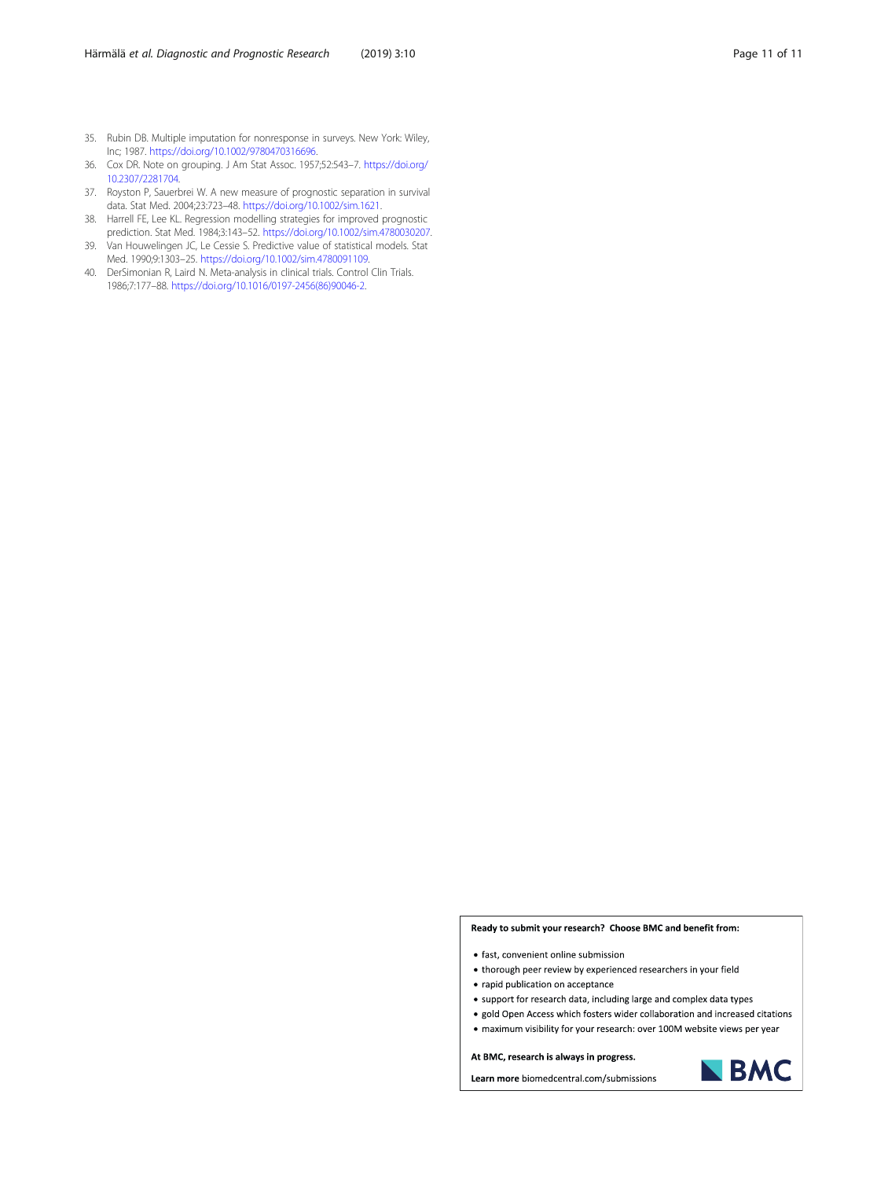35. Rubin DB. Multiple imputation for nonresponse in surveys. New York: Wiley, Inc; 1987. https://doi.org/10.1002/9780470316696.
36. Cox DR. Note on grouping. J Am Stat Assoc. 1957;52:543–7. https://doi.org/10.2307/2281704.
37. Royston P, Sauerbrei W. A new measure of prognostic separation in survival data. Stat Med. 2004;23:723–48. https://doi.org/10.1002/sim.1621.
38. Harrell FE, Lee KL. Regression modelling strategies for improved prognostic prediction. Stat Med. 1984;3:143–52. https://doi.org/10.1002/sim.4780030207.
39. Van Houwelingen JC, Le Cessie S. Predictive value of statistical models. Stat Med. 1990;9:1303–25. https://doi.org/10.1002/sim.4780091109.
40. DerSimonian R, Laird N. Meta-analysis in clinical trials. Control Clin Trials. 1986;7:177–88. https://doi.org/10.1016/0197-2456(86)90046-2.

**Ready to submit your research? Choose BMC and benefit from:**

- fast, convenient online submission
- thorough peer review by experienced researchers in your field
- rapid publication on acceptance
- support for research data, including large and complex data types
- gold Open Access which fosters wider collaboration and increased citations
- maximum visibility for your research: over 100M website views per year

**At BMC, research is always in progress.**

**Learn more** biomedcentral.com/submissions

BMC